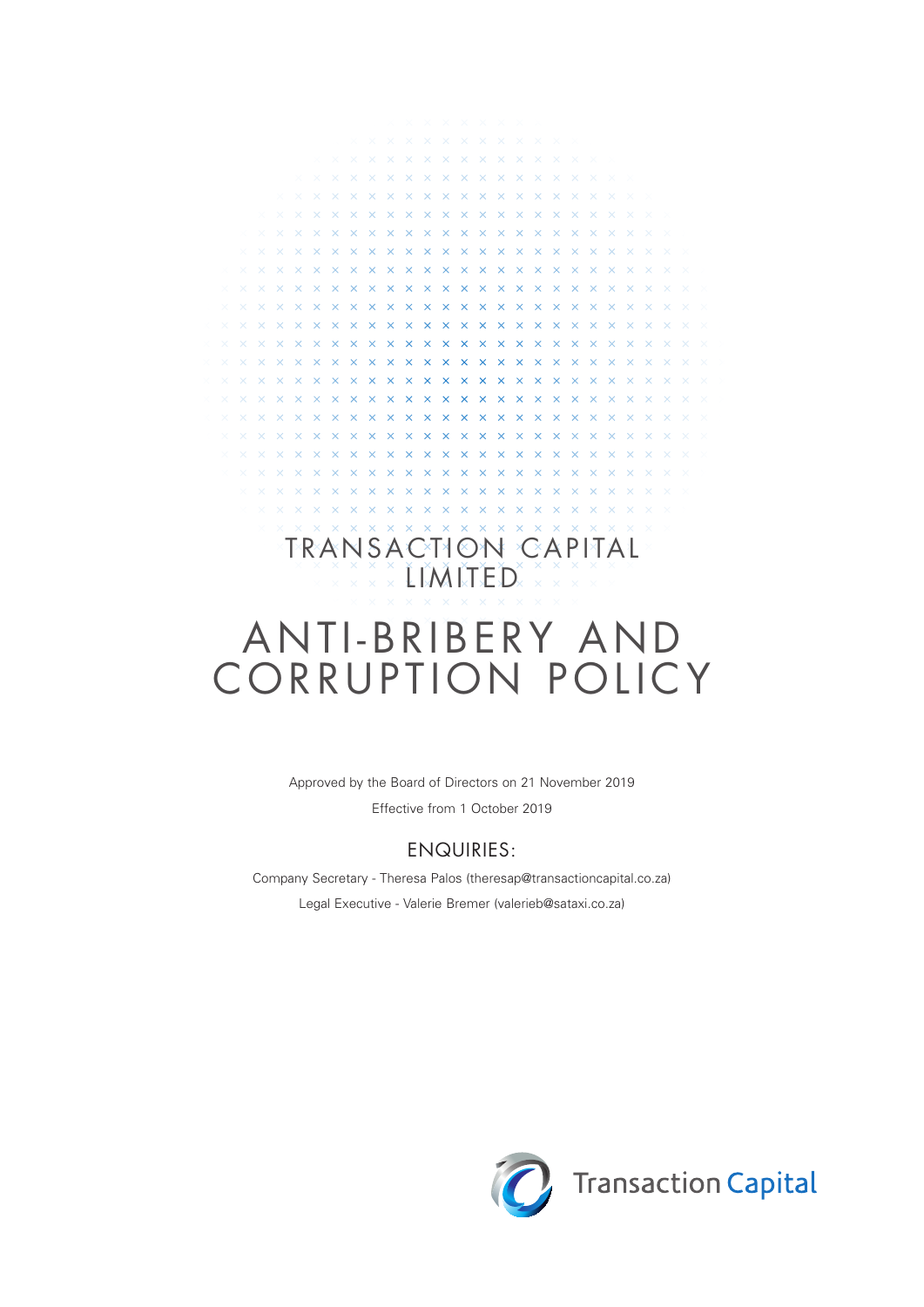TRANSACTION CAPITAL LIMITED

# ANTI-BRIBERY AND CORRUPTION POLICY

Approved by the Board of Directors on 21 November 2019

Effective from 1 October 2019

## ENQUIRIES:

Company Secretary - Theresa Palos (theresap@transactioncapital.co.za)

Legal Executive - Valerie Bremer (valerieb@sataxi.co.za)

Transaction Capital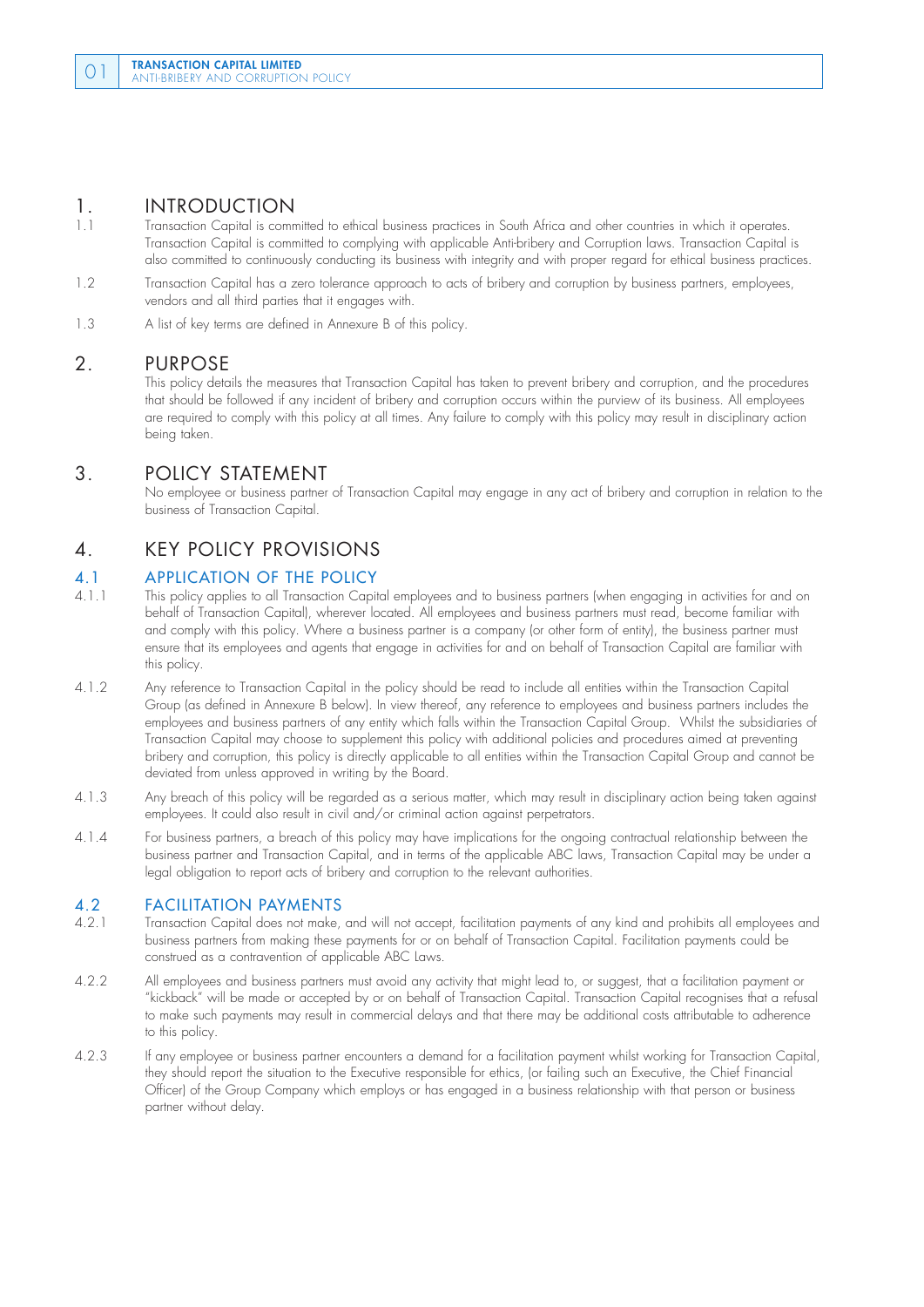# 1. INTRODUCTION

1.1 Transaction Capital is committed to ethical business practices in South Africa and other countries in which it operates. Transaction Capital is committed to complying with applicable Anti-bribery and Corruption laws. Transaction Capital is also committed to continuously conducting its business with integrity and with proper regard for ethical business practices.

1.2 Transaction Capital has a zero tolerance approach to acts of bribery and corruption by business partners, employees, vendors and all third parties that it engages with.

1.3 A list of key terms are defined in Annexure B of this policy.

# 2. PURPOSE

This policy details the measures that Transaction Capital has taken to prevent bribery and corruption, and the procedures that should be followed if any incident of bribery and corruption occurs within the purview of its business. All employees are required to comply with this policy at all times. Any failure to comply with this policy may result in disciplinary action being taken.

# 3. POLICY STATEMENT

No employee or business partner of Transaction Capital may engage in any act of bribery and corruption in relation to the business of Transaction Capital.

# 4. KEY POLICY PROVISIONS

## 4.1 APPLICATION OF THE POLICY

4.1.1 This policy applies to all Transaction Capital employees and to business partners (when engaging in activities for and on behalf of Transaction Capital), wherever located. All employees and business partners must read, become familiar with and comply with this policy. Where a business partner is a company (or other form of entity), the business partner must ensure that its employees and agents that engage in activities for and on behalf of Transaction Capital are familiar with this policy.

4.1.2 Any reference to Transaction Capital in the policy should be read to include all entities within the Transaction Capital Group (as defined in Annexure B below). In view thereof, any reference to employees and business partners includes the employees and business partners of any entity which falls within the Transaction Capital Group. Whilst the subsidiaries of Transaction Capital may choose to supplement this policy with additional policies and procedures aimed at preventing bribery and corruption, this policy is directly applicable to all entities within the Transaction Capital Group and cannot be deviated from unless approved in writing by the Board.

4.1.3 Any breach of this policy will be regarded as a serious matter, which may result in disciplinary action being taken against employees. It could also result in civil and/or criminal action against perpetrators.

4.1.4 For business partners, a breach of this policy may have implications for the ongoing contractual relationship between the business partner and Transaction Capital, and in terms of the applicable ABC laws, Transaction Capital may be under a legal obligation to report acts of bribery and corruption to the relevant authorities.

## 4.2 FACILITATION PAYMENTS

4.2.1 Transaction Capital does not make, and will not accept, facilitation payments of any kind and prohibits all employees and business partners from making these payments for or on behalf of Transaction Capital. Facilitation payments could be construed as a contravention of applicable ABC Laws.

4.2.2 All employees and business partners must avoid any activity that might lead to, or suggest, that a facilitation payment or "kickback" will be made or accepted by or on behalf of Transaction Capital. Transaction Capital recognises that a refusal to make such payments may result in commercial delays and that there may be additional costs attributable to adherence to this policy.

4.2.3 If any employee or business partner encounters a demand for a facilitation payment whilst working for Transaction Capital, they should report the situation to the Executive responsible for ethics, (or failing such an Executive, the Chief Financial Officer) of the Group Company which employs or has engaged in a business relationship with that person or business partner without delay.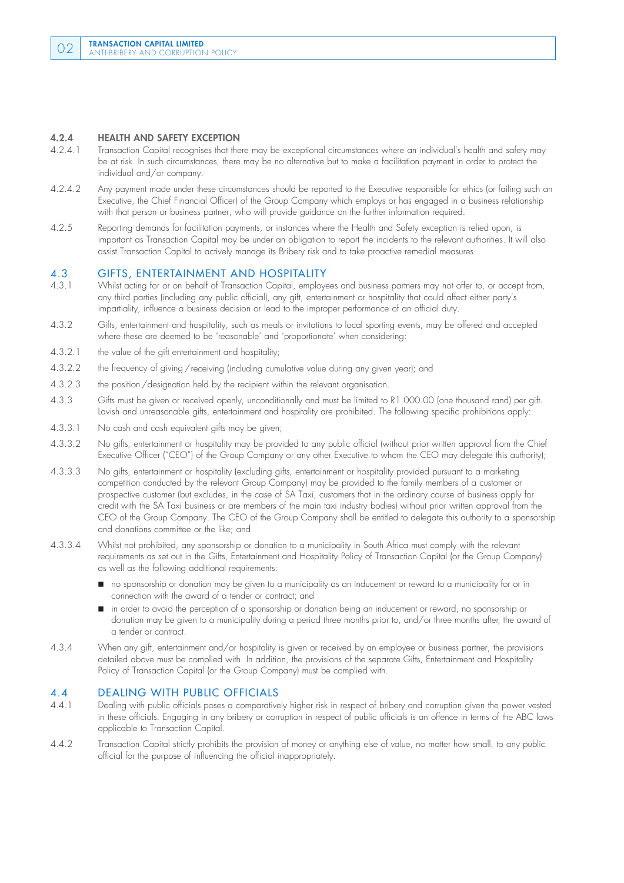#### 4.2.4 HEALTH AND SAFETY EXCEPTION

4.2.4.1 Transaction Capital recognises that there may be exceptional circumstances where an individual's health and safety may be at risk. In such circumstances, there may be no alternative but to make a facilitation payment in order to protect the individual and/or company.

4.2.4.2 Any payment made under these circumstances should be reported to the Executive responsible for ethics (or failing such an Executive, the Chief Financial Officer) of the Group Company which employs or has engaged in a business relationship with that person or business partner, who will provide guidance on the further information required.

4.2.5 Reporting demands for facilitation payments, or instances where the Health and Safety exception is relied upon, is important as Transaction Capital may be under an obligation to report the incidents to the relevant authorities. It will also assist Transaction Capital to actively manage its Bribery risk and to take proactive remedial measures.

### 4.3 GIFTS, ENTERTAINMENT AND HOSPITALITY

4.3.1 Whilst acting for or on behalf of Transaction Capital, employees and business partners may not offer to, or accept from, any third parties (including any public official), any gift, entertainment or hospitality that could affect either party's impartiality, influence a business decision or lead to the improper performance of an official duty.

4.3.2 Gifts, entertainment and hospitality, such as meals or invitations to local sporting events, may be offered and accepted where these are deemed to be 'reasonable' and 'proportionate' when considering:

4.3.2.1 the value of the gift entertainment and hospitality;

4.3.2.2 the frequency of giving / receiving (including cumulative value during any given year); and

4.3.2.3 the position / designation held by the recipient within the relevant organisation.

4.3.3 Gifts must be given or received openly, unconditionally and must be limited to R1 000.00 (one thousand rand) per gift. Lavish and unreasonable gifts, entertainment and hospitality are prohibited. The following specific prohibitions apply:

4.3.3.1 No cash and cash equivalent gifts may be given;

4.3.3.2 No gifts, entertainment or hospitality may be provided to any public official (without prior written approval from the Chief Executive Officer ("CEO") of the Group Company or any other Executive to whom the CEO may delegate this authority);

4.3.3.3 No gifts, entertainment or hospitality (excluding gifts, entertainment or hospitality provided pursuant to a marketing competition conducted by the relevant Group Company) may be provided to the family members of a customer or prospective customer (but excludes, in the case of SA Taxi, customers that in the ordinary course of business apply for credit with the SA Taxi business or are members of the main taxi industry bodies) without prior written approval from the CEO of the Group Company. The CEO of the Group Company shall be entitled to delegate this authority to a sponsorship and donations committee or the like; and

4.3.3.4 Whilst not prohibited, any sponsorship or donation to a municipality in South Africa must comply with the relevant requirements as set out in the Gifts, Entertainment and Hospitality Policy of Transaction Capital (or the Group Company) as well as the following additional requirements:

- no sponsorship or donation may be given to a municipality as an inducement or reward to a municipality for or in connection with the award of a tender or contract; and
- in order to avoid the perception of a sponsorship or donation being an inducement or reward, no sponsorship or donation may be given to a municipality during a period three months prior to, and/or three months after, the award of a tender or contract.

4.3.4 When any gift, entertainment and/or hospitality is given or received by an employee or business partner, the provisions detailed above must be complied with. In addition, the provisions of the separate Gifts, Entertainment and Hospitality Policy of Transaction Capital (or the Group Company) must be complied with.

### 4.4 DEALING WITH PUBLIC OFFICIALS

4.4.1 Dealing with public officials poses a comparatively higher risk in respect of bribery and corruption given the power vested in these officials. Engaging in any bribery or corruption in respect of public officials is an offence in terms of the ABC laws applicable to Transaction Capital.

4.4.2 Transaction Capital strictly prohibits the provision of money or anything else of value, no matter how small, to any public official for the purpose of influencing the official inappropriately.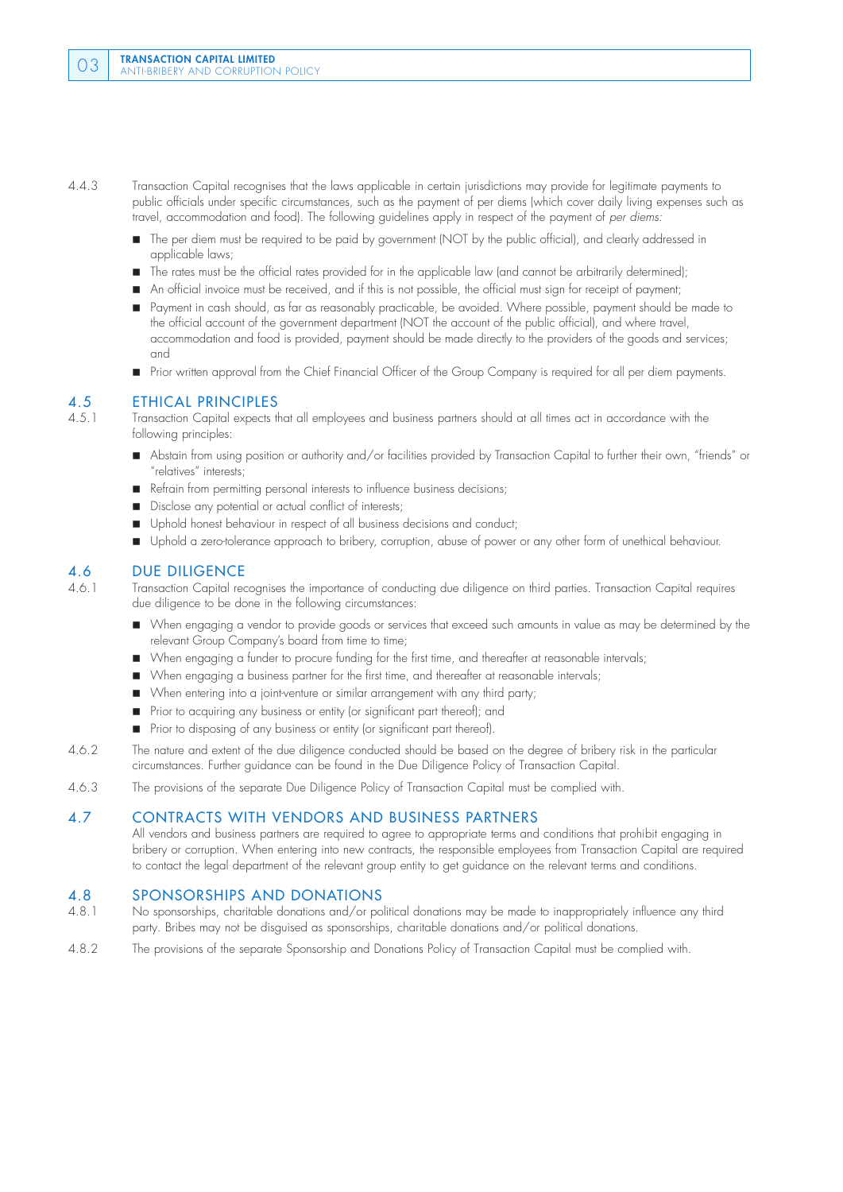4.4.3 Transaction Capital recognises that the laws applicable in certain jurisdictions may provide for legitimate payments to public officials under specific circumstances, such as the payment of per diems (which cover daily living expenses such as travel, accommodation and food). The following guidelines apply in respect of the payment of *per diems:*

- The per diem must be required to be paid by government (NOT by the public official), and clearly addressed in applicable laws;
- The rates must be the official rates provided for in the applicable law (and cannot be arbitrarily determined);
- An official invoice must be received, and if this is not possible, the official must sign for receipt of payment;
- Payment in cash should, as far as reasonably practicable, be avoided. Where possible, payment should be made to the official account of the government department (NOT the account of the public official), and where travel, accommodation and food is provided, payment should be made directly to the providers of the goods and services; and
- Prior written approval from the Chief Financial Officer of the Group Company is required for all per diem payments.

## 4.5 ETHICAL PRINCIPLES

4.5.1 Transaction Capital expects that all employees and business partners should at all times act in accordance with the following principles:

- Abstain from using position or authority and/or facilities provided by Transaction Capital to further their own, "friends" or "relatives" interests;
- Refrain from permitting personal interests to influence business decisions;
- Disclose any potential or actual conflict of interests;
- Uphold honest behaviour in respect of all business decisions and conduct;
- Uphold a zero-tolerance approach to bribery, corruption, abuse of power or any other form of unethical behaviour.

## 4.6 DUE DILIGENCE

4.6.1 Transaction Capital recognises the importance of conducting due diligence on third parties. Transaction Capital requires due diligence to be done in the following circumstances:

- When engaging a vendor to provide goods or services that exceed such amounts in value as may be determined by the relevant Group Company's board from time to time;
- When engaging a funder to procure funding for the first time, and thereafter at reasonable intervals;
- When engaging a business partner for the first time, and thereafter at reasonable intervals;
- When entering into a joint-venture or similar arrangement with any third party;
- Prior to acquiring any business or entity (or significant part thereof); and
- Prior to disposing of any business or entity (or significant part thereof).

4.6.2 The nature and extent of the due diligence conducted should be based on the degree of bribery risk in the particular circumstances. Further guidance can be found in the Due Diligence Policy of Transaction Capital.

4.6.3 The provisions of the separate Due Diligence Policy of Transaction Capital must be complied with.

## 4.7 CONTRACTS WITH VENDORS AND BUSINESS PARTNERS

All vendors and business partners are required to agree to appropriate terms and conditions that prohibit engaging in bribery or corruption. When entering into new contracts, the responsible employees from Transaction Capital are required to contact the legal department of the relevant group entity to get guidance on the relevant terms and conditions.

## 4.8 SPONSORSHIPS AND DONATIONS

4.8.1 No sponsorships, charitable donations and/or political donations may be made to inappropriately influence any third party. Bribes may not be disguised as sponsorships, charitable donations and/or political donations.

4.8.2 The provisions of the separate Sponsorship and Donations Policy of Transaction Capital must be complied with.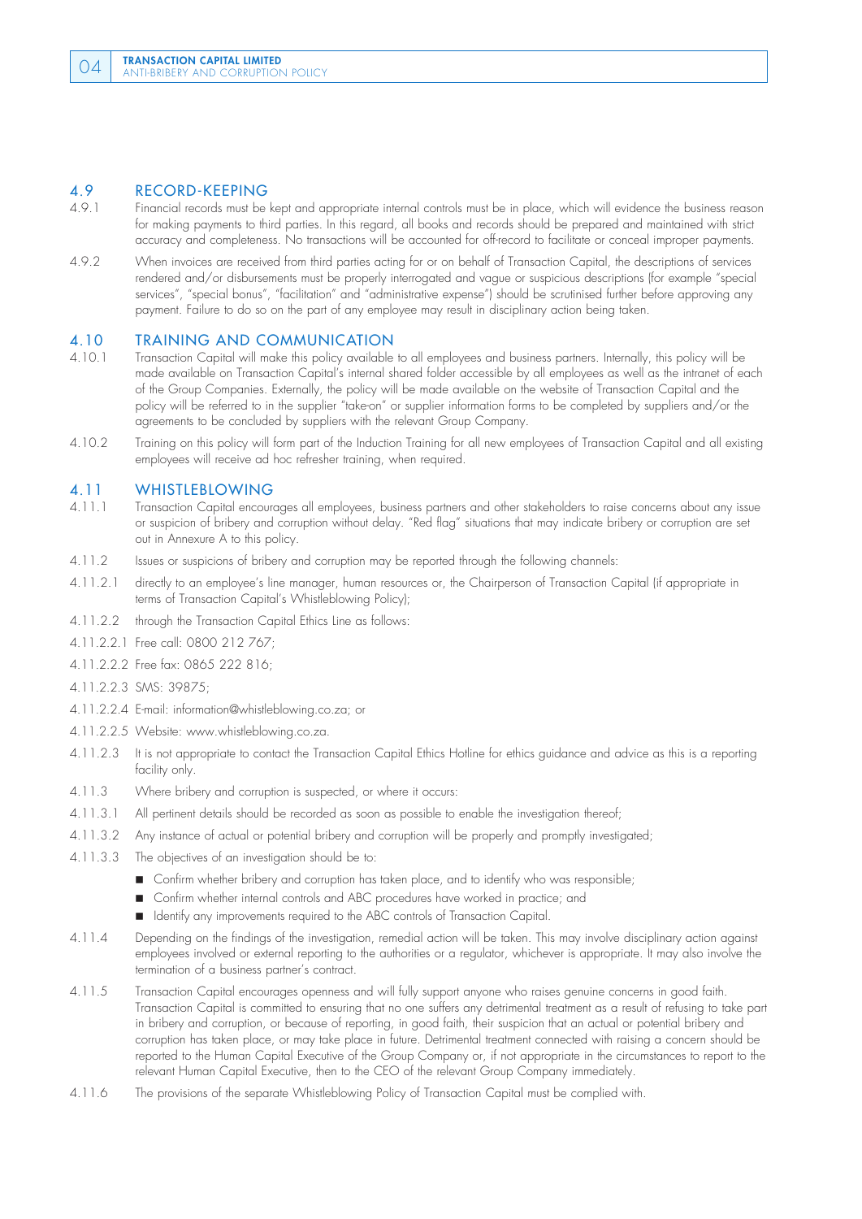## 4.9 RECORD-KEEPING

4.9.1 Financial records must be kept and appropriate internal controls must be in place, which will evidence the business reason for making payments to third parties. In this regard, all books and records should be prepared and maintained with strict accuracy and completeness. No transactions will be accounted for off-record to facilitate or conceal improper payments.

4.9.2 When invoices are received from third parties acting for or on behalf of Transaction Capital, the descriptions of services rendered and/or disbursements must be properly interrogated and vague or suspicious descriptions (for example "special services", "special bonus", "facilitation" and "administrative expense") should be scrutinised further before approving any payment. Failure to do so on the part of any employee may result in disciplinary action being taken.

## 4.10 TRAINING AND COMMUNICATION

4.10.1 Transaction Capital will make this policy available to all employees and business partners. Internally, this policy will be made available on Transaction Capital's internal shared folder accessible by all employees as well as the intranet of each of the Group Companies. Externally, the policy will be made available on the website of Transaction Capital and the policy will be referred to in the supplier "take-on" or supplier information forms to be completed by suppliers and/or the agreements to be concluded by suppliers with the relevant Group Company.

4.10.2 Training on this policy will form part of the Induction Training for all new employees of Transaction Capital and all existing employees will receive ad hoc refresher training, when required.

## 4.11 WHISTLEBLOWING

4.11.1 Transaction Capital encourages all employees, business partners and other stakeholders to raise concerns about any issue or suspicion of bribery and corruption without delay. "Red flag" situations that may indicate bribery or corruption are set out in Annexure A to this policy.

4.11.2 Issues or suspicions of bribery and corruption may be reported through the following channels:

4.11.2.1 directly to an employee's line manager, human resources or, the Chairperson of Transaction Capital (if appropriate in terms of Transaction Capital's Whistleblowing Policy);

4.11.2.2 through the Transaction Capital Ethics Line as follows:

4.11.2.2.1 Free call: 0800 212 767;

4.11.2.2.2 Free fax: 0865 222 816;

4.11.2.2.3 SMS: 39875;

4.11.2.2.4 E-mail: information@whistleblowing.co.za; or

4.11.2.2.5 Website: www.whistleblowing.co.za.

4.11.2.3 It is not appropriate to contact the Transaction Capital Ethics Hotline for ethics guidance and advice as this is a reporting facility only.

4.11.3 Where bribery and corruption is suspected, or where it occurs:

4.11.3.1 All pertinent details should be recorded as soon as possible to enable the investigation thereof;

4.11.3.2 Any instance of actual or potential bribery and corruption will be properly and promptly investigated;

4.11.3.3 The objectives of an investigation should be to:

- Confirm whether bribery and corruption has taken place, and to identify who was responsible;
- Confirm whether internal controls and ABC procedures have worked in practice; and
- Identify any improvements required to the ABC controls of Transaction Capital.

4.11.4 Depending on the findings of the investigation, remedial action will be taken. This may involve disciplinary action against employees involved or external reporting to the authorities or a regulator, whichever is appropriate. It may also involve the termination of a business partner's contract.

4.11.5 Transaction Capital encourages openness and will fully support anyone who raises genuine concerns in good faith. Transaction Capital is committed to ensuring that no one suffers any detrimental treatment as a result of refusing to take part in bribery and corruption, or because of reporting, in good faith, their suspicion that an actual or potential bribery and corruption has taken place, or may take place in future. Detrimental treatment connected with raising a concern should be reported to the Human Capital Executive of the Group Company or, if not appropriate in the circumstances to report to the relevant Human Capital Executive, then to the CEO of the relevant Group Company immediately.

4.11.6 The provisions of the separate Whistleblowing Policy of Transaction Capital must be complied with.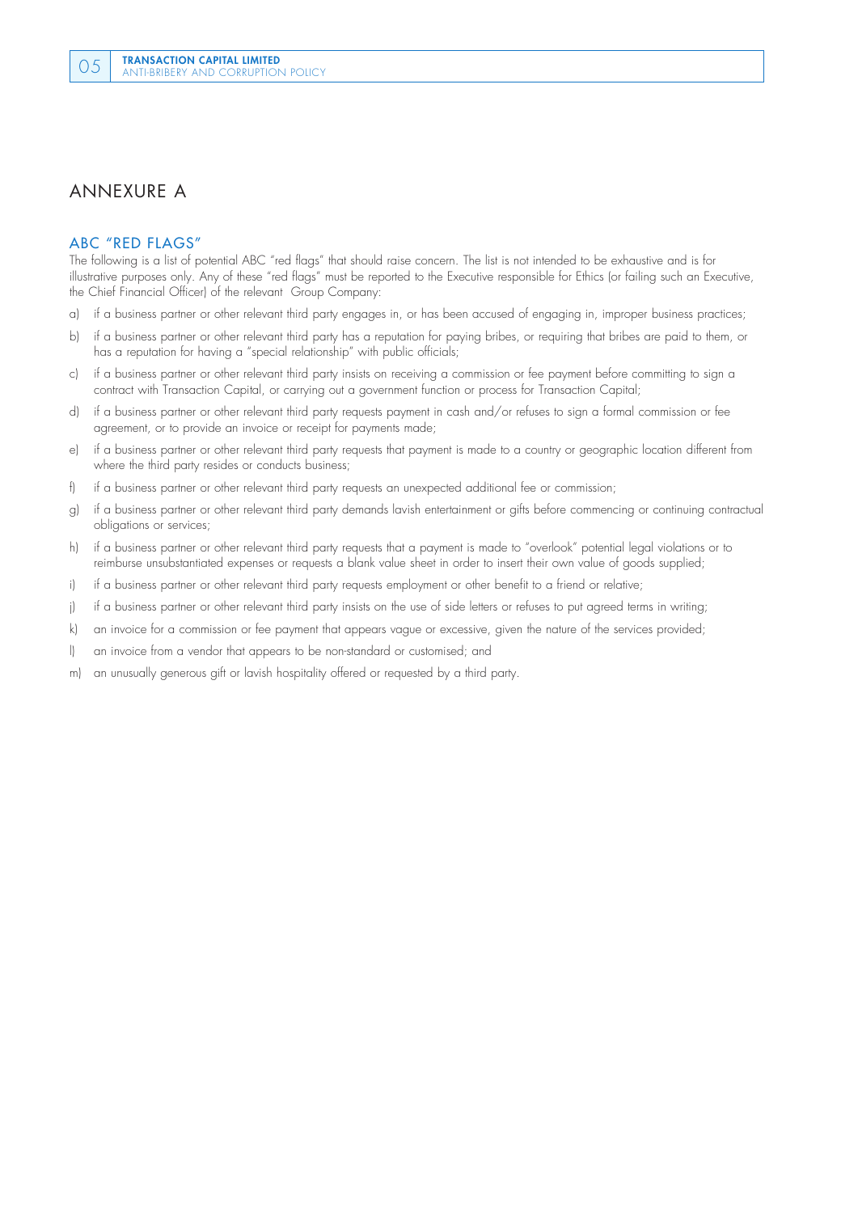# ANNEXURE A

## ABC "RED FLAGS"

The following is a list of potential ABC "red flags" that should raise concern. The list is not intended to be exhaustive and is for illustrative purposes only. Any of these "red flags" must be reported to the Executive responsible for Ethics (or failing such an Executive, the Chief Financial Officer) of the relevant Group Company:

a) if a business partner or other relevant third party engages in, or has been accused of engaging in, improper business practices;

b) if a business partner or other relevant third party has a reputation for paying bribes, or requiring that bribes are paid to them, or has a reputation for having a "special relationship" with public officials;

c) if a business partner or other relevant third party insists on receiving a commission or fee payment before committing to sign a contract with Transaction Capital, or carrying out a government function or process for Transaction Capital;

d) if a business partner or other relevant third party requests payment in cash and/or refuses to sign a formal commission or fee agreement, or to provide an invoice or receipt for payments made;

e) if a business partner or other relevant third party requests that payment is made to a country or geographic location different from where the third party resides or conducts business;

f) if a business partner or other relevant third party requests an unexpected additional fee or commission;

g) if a business partner or other relevant third party demands lavish entertainment or gifts before commencing or continuing contractual obligations or services;

h) if a business partner or other relevant third party requests that a payment is made to "overlook" potential legal violations or to reimburse unsubstantiated expenses or requests a blank value sheet in order to insert their own value of goods supplied;

i) if a business partner or other relevant third party requests employment or other benefit to a friend or relative;

j) if a business partner or other relevant third party insists on the use of side letters or refuses to put agreed terms in writing;

k) an invoice for a commission or fee payment that appears vague or excessive, given the nature of the services provided;

l) an invoice from a vendor that appears to be non-standard or customised; and

m) an unusually generous gift or lavish hospitality offered or requested by a third party.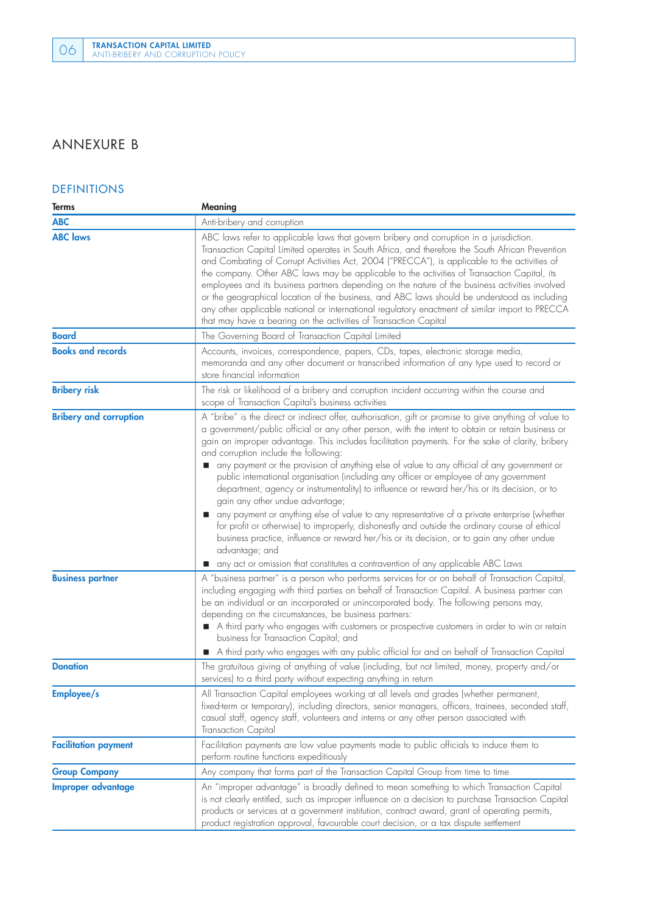# ANNEXURE B

## DEFINITIONS

| Terms | Meaning |
|---|---|
| **ABC** | Anti-bribery and corruption |
| **ABC laws** | ABC laws refer to applicable laws that govern bribery and corruption in a jurisdiction. Transaction Capital Limited operates in South Africa, and therefore the South African Prevention and Combating of Corrupt Activities Act, 2004 ("PRECCA"), is applicable to the activities of the company. Other ABC laws may be applicable to the activities of Transaction Capital, its employees and its business partners depending on the nature of the business activities involved or the geographical location of the business, and ABC laws should be understood as including any other applicable national or international regulatory enactment of similar import to PRECCA that may have a bearing on the activities of Transaction Capital |
| **Board** | The Governing Board of Transaction Capital Limited |
| **Books and records** | Accounts, invoices, correspondence, papers, CDs, tapes, electronic storage media, memoranda and any other document or transcribed information of any type used to record or store financial information |
| **Bribery risk** | The risk or likelihood of a bribery and corruption incident occurring within the course and scope of Transaction Capital's business activities |
| **Bribery and corruption** | A "bribe" is the direct or indirect offer, authorisation, gift or promise to give anything of value to a government/public official or any other person, with the intent to obtain or retain business or gain an improper advantage. This includes facilitation payments. For the sake of clarity, bribery and corruption include the following: <br>■ any payment or the provision of anything else of value to any official of any government or public international organisation (including any officer or employee of any government department, agency or instrumentality) to influence or reward her/his or its decision, or to gain any other undue advantage; <br>■ any payment or anything else of value to any representative of a private enterprise (whether for profit or otherwise) to improperly, dishonestly and outside the ordinary course of ethical business practice, influence or reward her/his or its decision, or to gain any other undue advantage; and <br>■ any act or omission that constitutes a contravention of any applicable ABC Laws |
| **Business partner** | A "business partner" is a person who performs services for or on behalf of Transaction Capital, including engaging with third parties on behalf of Transaction Capital. A business partner can be an individual or an incorporated or unincorporated body. The following persons may, depending on the circumstances, be business partners: <br>■ A third party who engages with customers or prospective customers in order to win or retain business for Transaction Capital; and <br>■ A third party who engages with any public official for and on behalf of Transaction Capital |
| **Donation** | The gratuitous giving of anything of value (including, but not limited, money, property and/or services) to a third party without expecting anything in return |
| **Employee/s** | All Transaction Capital employees working at all levels and grades (whether permanent, fixed-term or temporary), including directors, senior managers, officers, trainees, seconded staff, casual staff, agency staff, volunteers and interns or any other person associated with Transaction Capital |
| **Facilitation payment** | Facilitation payments are low value payments made to public officials to induce them to perform routine functions expeditiously |
| **Group Company** | Any company that forms part of the Transaction Capital Group from time to time |
| **Improper advantage** | An "improper advantage" is broadly defined to mean something to which Transaction Capital is not clearly entitled, such as improper influence on a decision to purchase Transaction Capital products or services at a government institution, contract award, grant of operating permits, product registration approval, favourable court decision, or a tax dispute settlement |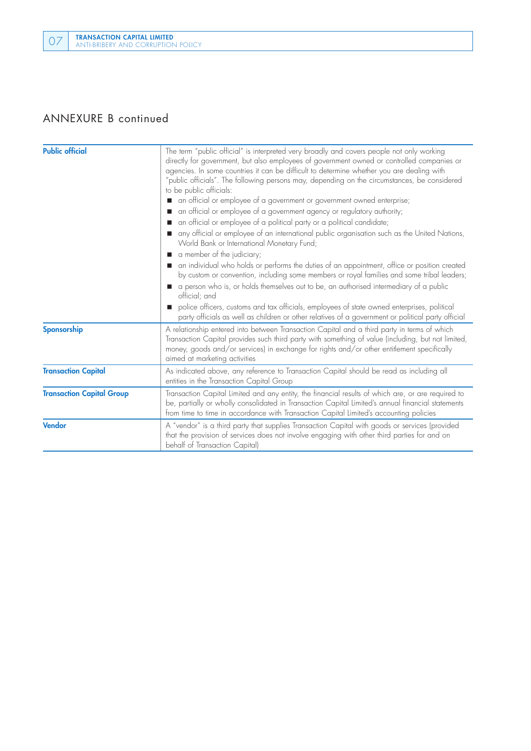## ANNEXURE B continued

| | |
|---|---|
| **Public official** | The term "public official" is interpreted very broadly and covers people not only working directly for government, but also employees of government owned or controlled companies or agencies. In some countries it can be difficult to determine whether you are dealing with "public officials". The following persons may, depending on the circumstances, be considered to be public officials:<br>■ an official or employee of a government or government owned enterprise;<br>■ an official or employee of a government agency or regulatory authority;<br>■ an official or employee of a political party or a political candidate;<br>■ any official or employee of an international public organisation such as the United Nations, World Bank or International Monetary Fund;<br>■ a member of the judiciary;<br>■ an individual who holds or performs the duties of an appointment, office or position created by custom or convention, including some members or royal families and some tribal leaders;<br>■ a person who is, or holds themselves out to be, an authorised intermediary of a public official; and<br>■ police officers, customs and tax officials, employees of state owned enterprises, political party officials as well as children or other relatives of a government or political party official |
| **Sponsorship** | A relationship entered into between Transaction Capital and a third party in terms of which Transaction Capital provides such third party with something of value (including, but not limited, money, goods and/or services) in exchange for rights and/or other entitlement specifically aimed at marketing activities |
| **Transaction Capital** | As indicated above, any reference to Transaction Capital should be read as including all entities in the Transaction Capital Group |
| **Transaction Capital Group** | Transaction Capital Limited and any entity, the financial results of which are, or are required to be, partially or wholly consolidated in Transaction Capital Limited's annual financial statements from time to time in accordance with Transaction Capital Limited's accounting policies |
| **Vendor** | A "vendor" is a third party that supplies Transaction Capital with goods or services (provided that the provision of services does not involve engaging with other third parties for and on behalf of Transaction Capital) |